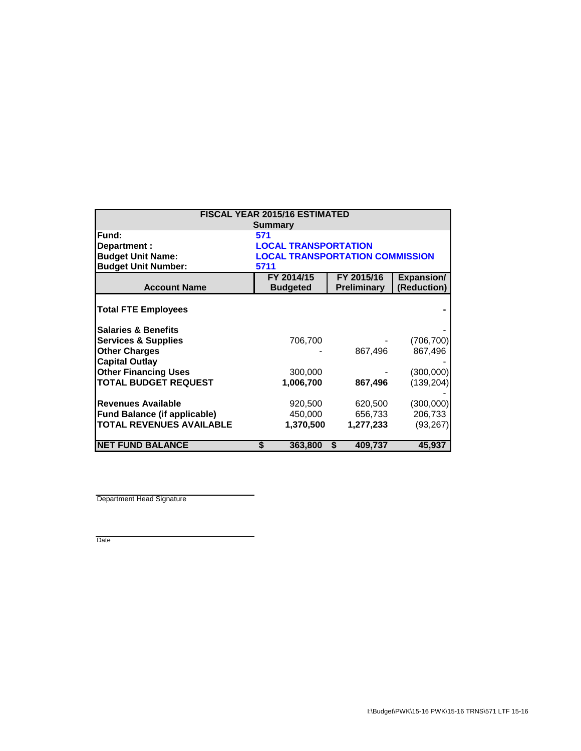**FISCAL YEAR 2015/16 ESTIMATED**

**Summary**

| | |
|---|---|
| **Fund:** | **571** |
| **Department :** | **LOCAL TRANSPORTATION** |
| **Budget Unit Name:** | **LOCAL TRANSPORTATION COMMISSION** |
| **Budget Unit Number:** | **5711** |

| Account Name | FY 2014/15 Budgeted | FY 2015/16 Preliminary | Expansion/ (Reduction) |
|---|---|---|---|
| **Total FTE Employees** | | | - |
| **Salaries & Benefits** | | | - |
| **Services & Supplies** | 706,700 | - | (706,700) |
| **Other Charges** | - | 867,496 | 867,496 |
| **Capital Outlay** | | | - |
| **Other Financing Uses** | 300,000 | - | (300,000) |
| **TOTAL BUDGET REQUEST** | **1,006,700** | **867,496** | (139,204) |
| | | | - |
| **Revenues Available** | 920,500 | 620,500 | (300,000) |
| **Fund Balance (if applicable)** | 450,000 | 656,733 | 206,733 |
| **TOTAL REVENUES AVAILABLE** | **1,370,500** | **1,277,233** | (93,267) |
| **NET FUND BALANCE** | **$ 363,800** | **$ 409,737** | **45,937** |

Department Head Signature

Date

I:\Budget\PWK\15-16 PWK\15-16 TRNS\571 LTF 15-16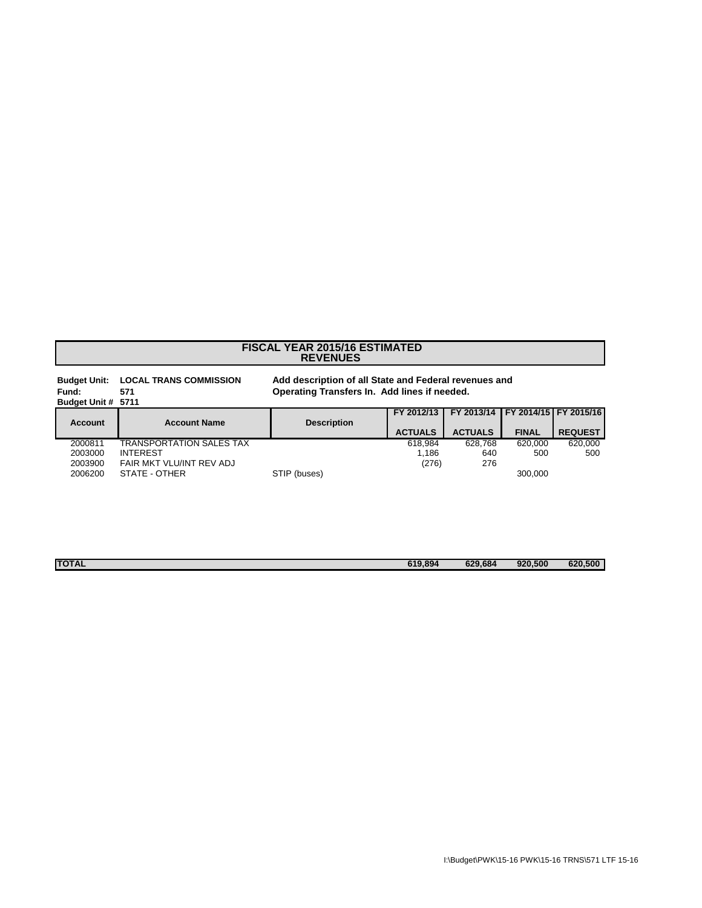## FISCAL YEAR 2015/16 ESTIMATED REVENUES

**Budget Unit:** **LOCAL TRANS COMMISSION**
**Fund:** **571**
**Budget Unit #** **5711**

**Add description of all State and Federal revenues and Operating Transfers In. Add lines if needed.**

| Account | Account Name | Description | FY 2012/13 ACTUALS | FY 2013/14 ACTUALS | FY 2014/15 FINAL | FY 2015/16 REQUEST |
|---|---|---|---|---|---|---|
| 2000811 | TRANSPORTATION SALES TAX | | 618,984 | 628,768 | 620,000 | 620,000 |
| 2003000 | INTEREST | | 1,186 | 640 | 500 | 500 |
| 2003900 | FAIR MKT VLU/INT REV ADJ | | (276) | 276 | | |
| 2006200 | STATE - OTHER | STIP (buses) | | | 300,000 | |
| **TOTAL** | | | **619,894** | **629,684** | **920,500** | **620,500** |

I:\Budget\PWK\15-16 PWK\15-16 TRNS\571 LTF 15-16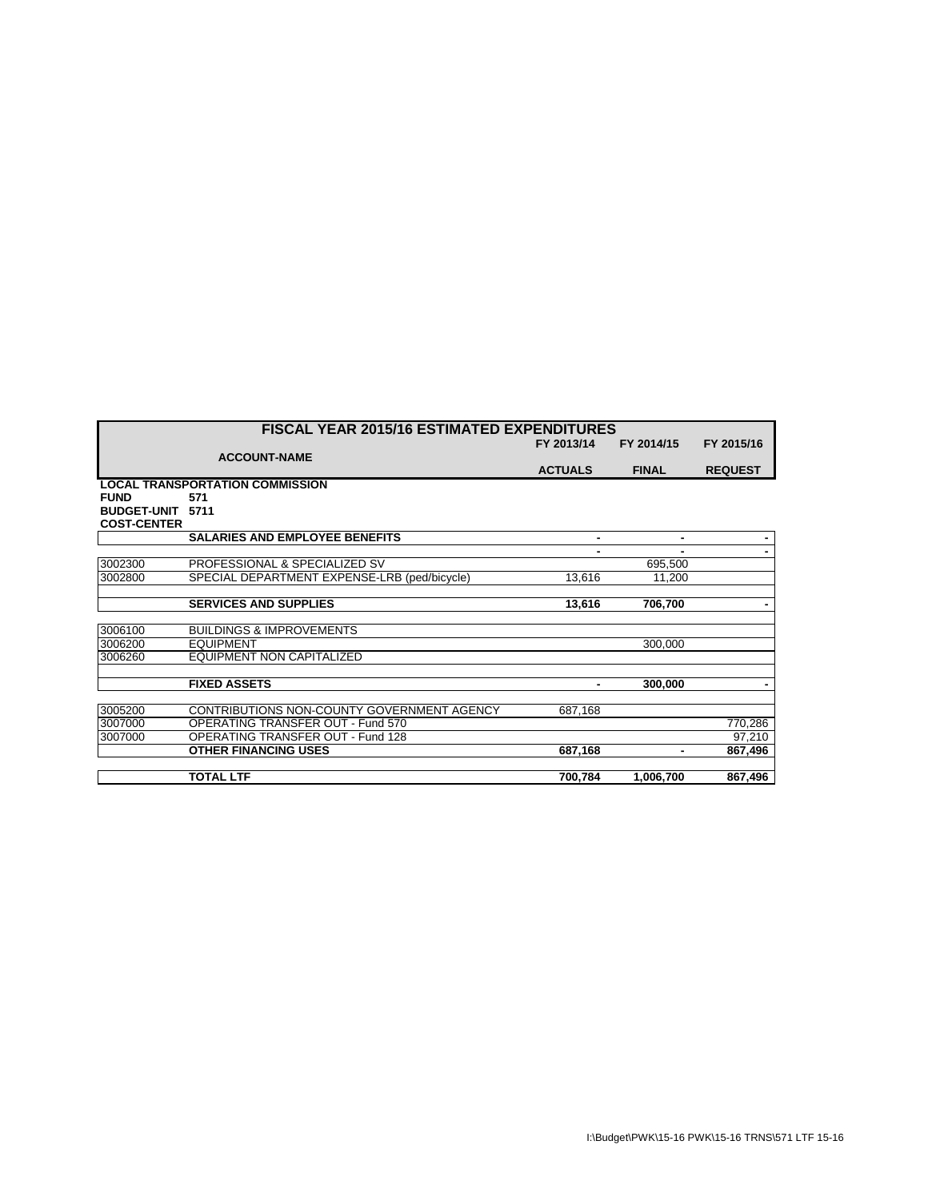| FISCAL YEAR 2015/16 ESTIMATED EXPENDITURES | | | | |
|---|---|---|---|---|
| | ACCOUNT-NAME | FY 2013/14<br>ACTUALS | FY 2014/15<br>FINAL | FY 2015/16<br>REQUEST |
| **LOCAL TRANSPORTATION COMMISSION** | | | | |
| **FUND** | **571** | | | |
| **BUDGET-UNIT** | **5711** | | | |
| **COST-CENTER** | | | | |
| | **SALARIES AND EMPLOYEE BENEFITS** | **-** | **-** | **-** |
| | | **-** | **-** | **-** |
| 3002300 | PROFESSIONAL & SPECIALIZED SV | | 695,500 | |
| 3002800 | SPECIAL DEPARTMENT EXPENSE-LRB (ped/bicycle) | 13,616 | 11,200 | |
| | | | | |
| | **SERVICES AND SUPPLIES** | **13,616** | **706,700** | **-** |
| | | | | |
| 3006100 | BUILDINGS & IMPROVEMENTS | | | |
| 3006200 | EQUIPMENT | | 300,000 | |
| 3006260 | EQUIPMENT NON CAPITALIZED | | | |
| | | | | |
| | **FIXED ASSETS** | **-** | **300,000** | **-** |
| | | | | |
| 3005200 | CONTRIBUTIONS NON-COUNTY GOVERNMENT AGENCY | 687,168 | | |
| 3007000 | OPERATING TRANSFER OUT - Fund 570 | | | 770,286 |
| 3007000 | OPERATING TRANSFER OUT - Fund 128 | | | 97,210 |
| | **OTHER FINANCING USES** | **687,168** | **-** | **867,496** |
| | | | | |
| | **TOTAL LTF** | **700,784** | **1,006,700** | **867,496** |

I:\Budget\PWK\15-16 PWK\15-16 TRNS\571 LTF 15-16